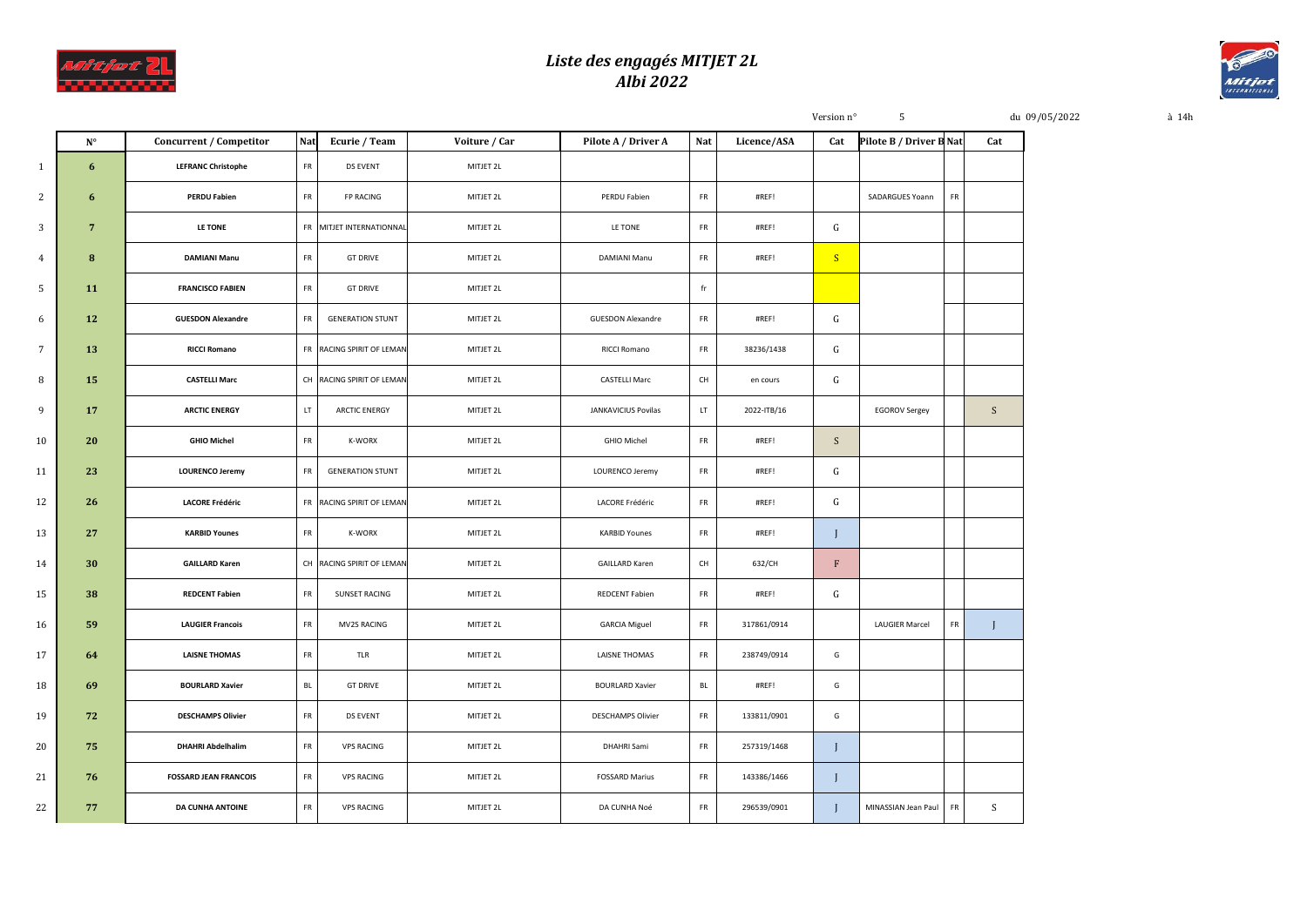# *Liste des engagés MITJET 2L*
# *Albi 2022*

Version n° 5 du 09/05/2022 à 14h

| | N° | Concurrent / Competitor | Nat | Ecurie / Team | Voiture / Car | Pilote A / Driver A | Nat | Licence/ASA | Cat | Pilote B / Driver B | Nat | Cat |
|---|---|---|---|---|---|---|---|---|---|---|---|---|
| 1 | 6 | LEFRANC Christophe | FR | DS EVENT | MITJET 2L | | | | | | | |
| 2 | 6 | PERDU Fabien | FR | FP RACING | MITJET 2L | PERDU Fabien | FR | #REF! | | SADARGUES Yoann | FR | |
| 3 | 7 | LE TONE | FR | MITJET INTERNATIONNAL | MITJET 2L | LE TONE | FR | #REF! | G | | | |
| 4 | 8 | DAMIANI Manu | FR | GT DRIVE | MITJET 2L | DAMIANI Manu | FR | #REF! | S | | | |
| 5 | 11 | FRANCISCO FABIEN | FR | GT DRIVE | MITJET 2L | | fr | | | | | |
| 6 | 12 | GUESDON Alexandre | FR | GENERATION STUNT | MITJET 2L | GUESDON Alexandre | FR | #REF! | G | | | |
| 7 | 13 | RICCI Romano | FR | RACING SPIRIT OF LEMAN | MITJET 2L | RICCI Romano | FR | 38236/1438 | G | | | |
| 8 | 15 | CASTELLI Marc | CH | RACING SPIRIT OF LEMAN | MITJET 2L | CASTELLI Marc | CH | en cours | G | | | |
| 9 | 17 | ARCTIC ENERGY | LT | ARCTIC ENERGY | MITJET 2L | JANKAVICIUS Povilas | LT | 2022-ITB/16 | | EGOROV Sergey | | S |
| 10 | 20 | GHIO Michel | FR | K-WORX | MITJET 2L | GHIO Michel | FR | #REF! | S | | | |
| 11 | 23 | LOURENCO Jeremy | FR | GENERATION STUNT | MITJET 2L | LOURENCO Jeremy | FR | #REF! | G | | | |
| 12 | 26 | LACORE Frédéric | FR | RACING SPIRIT OF LEMAN | MITJET 2L | LACORE Frédéric | FR | #REF! | G | | | |
| 13 | 27 | KARBID Younes | FR | K-WORX | MITJET 2L | KARBID Younes | FR | #REF! | J | | | |
| 14 | 30 | GAILLARD Karen | CH | RACING SPIRIT OF LEMAN | MITJET 2L | GAILLARD Karen | CH | 632/CH | F | | | |
| 15 | 38 | REDCENT Fabien | FR | SUNSET RACING | MITJET 2L | REDCENT Fabien | FR | #REF! | G | | | |
| 16 | 59 | LAUGIER Francois | FR | MV2S RACING | MITJET 2L | GARCIA Miguel | FR | 317861/0914 | | LAUGIER Marcel | FR | J |
| 17 | 64 | LAISNE THOMAS | FR | TLR | MITJET 2L | LAISNE THOMAS | FR | 238749/0914 | G | | | |
| 18 | 69 | BOURLARD Xavier | BL | GT DRIVE | MITJET 2L | BOURLARD Xavier | BL | #REF! | G | | | |
| 19 | 72 | DESCHAMPS Olivier | FR | DS EVENT | MITJET 2L | DESCHAMPS Olivier | FR | 133811/0901 | G | | | |
| 20 | 75 | DHAHRI Abdelhalim | FR | VPS RACING | MITJET 2L | DHAHRI Sami | FR | 257319/1468 | J | | | |
| 21 | 76 | FOSSARD JEAN FRANCOIS | FR | VPS RACING | MITJET 2L | FOSSARD Marius | FR | 143386/1466 | J | | | |
| 22 | 77 | DA CUNHA ANTOINE | FR | VPS RACING | MITJET 2L | DA CUNHA Noé | FR | 296539/0901 | J | MINASSIAN Jean Paul | FR | S |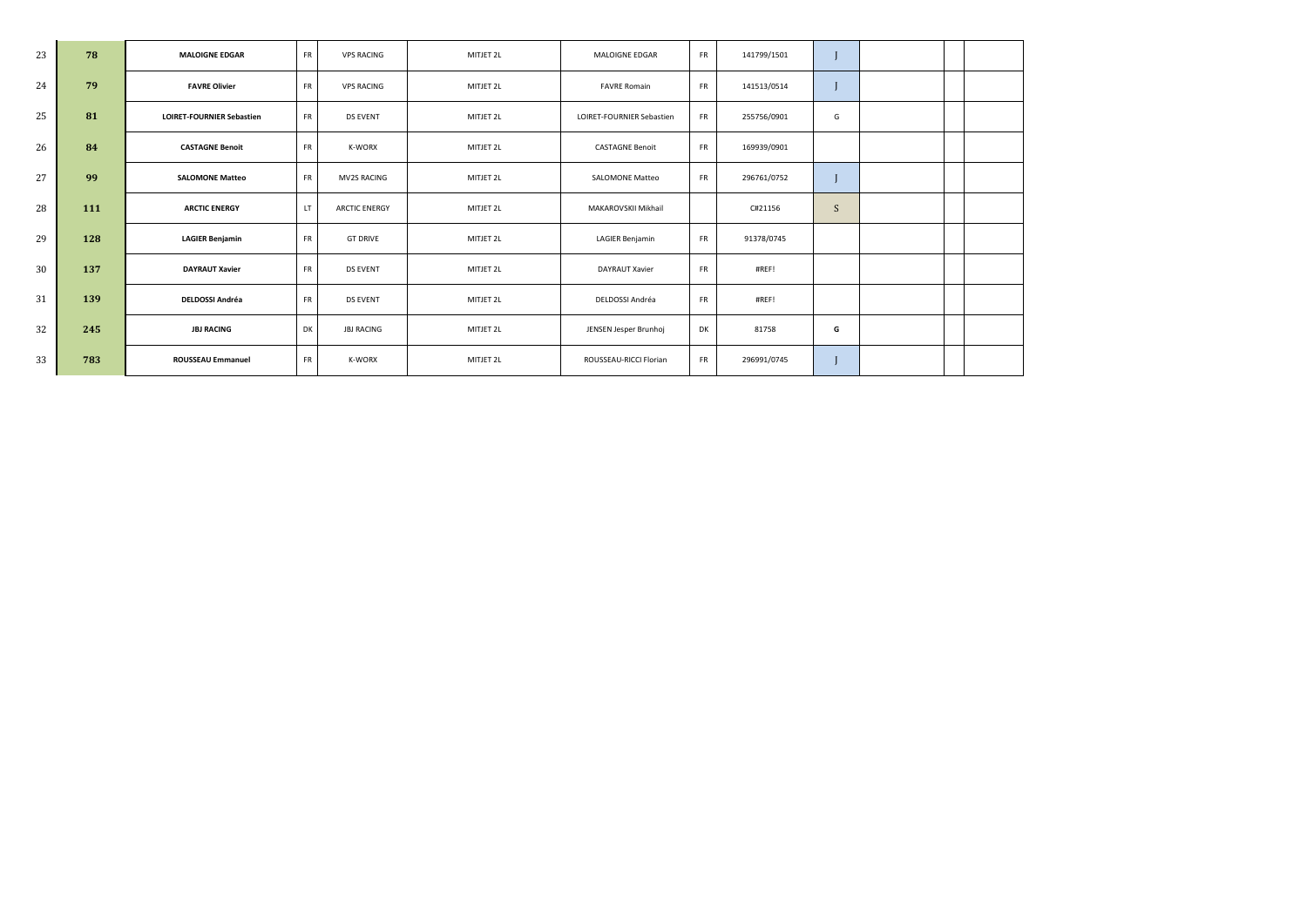| | | | | | | | | | | | | |
|---|---|---|---|---|---|---|---|---|---|---|---|---|
| 23 | 78 | **MALOIGNE EDGAR** | FR | VPS RACING | MITJET 2L | MALOIGNE EDGAR | FR | 141799/1501 | J | | | |
| 24 | 79 | **FAVRE Olivier** | FR | VPS RACING | MITJET 2L | FAVRE Romain | FR | 141513/0514 | J | | | |
| 25 | 81 | **LOIRET-FOURNIER Sebastien** | FR | DS EVENT | MITJET 2L | LOIRET-FOURNIER Sebastien | FR | 255756/0901 | G | | | |
| 26 | 84 | **CASTAGNE Benoit** | FR | K-WORX | MITJET 2L | CASTAGNE Benoit | FR | 169939/0901 | | | | |
| 27 | 99 | **SALOMONE Matteo** | FR | MV2S RACING | MITJET 2L | SALOMONE Matteo | FR | 296761/0752 | J | | | |
| 28 | 111 | **ARCTIC ENERGY** | LT | ARCTIC ENERGY | MITJET 2L | MAKAROVSKII Mikhail | | C#21156 | S | | | |
| 29 | 128 | **LAGIER Benjamin** | FR | GT DRIVE | MITJET 2L | LAGIER Benjamin | FR | 91378/0745 | | | | |
| 30 | 137 | **DAYRAUT Xavier** | FR | DS EVENT | MITJET 2L | DAYRAUT Xavier | FR | #REF! | | | | |
| 31 | 139 | **DELDOSSI Andréa** | FR | DS EVENT | MITJET 2L | DELDOSSI Andréa | FR | #REF! | | | | |
| 32 | 245 | **JBJ RACING** | DK | JBJ RACING | MITJET 2L | JENSEN Jesper Brunhoj | DK | 81758 | G | | | |
| 33 | 783 | **ROUSSEAU Emmanuel** | FR | K-WORX | MITJET 2L | ROUSSEAU-RICCI Florian | FR | 296991/0745 | J | | | |